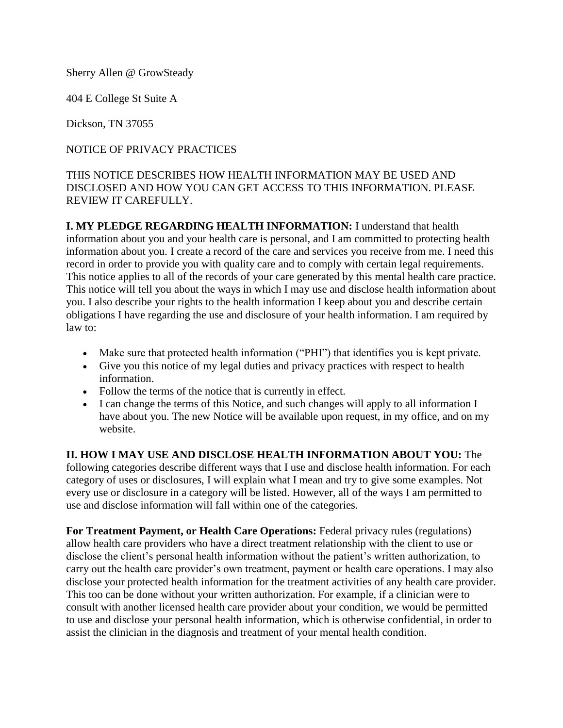Sherry Allen @ GrowSteady

404 E College St Suite A

Dickson, TN 37055

NOTICE OF PRIVACY PRACTICES

THIS NOTICE DESCRIBES HOW HEALTH INFORMATION MAY BE USED AND DISCLOSED AND HOW YOU CAN GET ACCESS TO THIS INFORMATION. PLEASE REVIEW IT CAREFULLY.

**I. MY PLEDGE REGARDING HEALTH INFORMATION:** I understand that health information about you and your health care is personal, and I am committed to protecting health information about you. I create a record of the care and services you receive from me. I need this record in order to provide you with quality care and to comply with certain legal requirements. This notice applies to all of the records of your care generated by this mental health care practice. This notice will tell you about the ways in which I may use and disclose health information about you. I also describe your rights to the health information I keep about you and describe certain obligations I have regarding the use and disclosure of your health information. I am required by law to:

- Make sure that protected health information ("PHI") that identifies you is kept private.
- Give you this notice of my legal duties and privacy practices with respect to health information.
- Follow the terms of the notice that is currently in effect.
- I can change the terms of this Notice, and such changes will apply to all information I have about you. The new Notice will be available upon request, in my office, and on my website.

**II. HOW I MAY USE AND DISCLOSE HEALTH INFORMATION ABOUT YOU:** The following categories describe different ways that I use and disclose health information. For each category of uses or disclosures, I will explain what I mean and try to give some examples. Not every use or disclosure in a category will be listed. However, all of the ways I am permitted to use and disclose information will fall within one of the categories.

**For Treatment Payment, or Health Care Operations:** Federal privacy rules (regulations) allow health care providers who have a direct treatment relationship with the client to use or disclose the client's personal health information without the patient's written authorization, to carry out the health care provider's own treatment, payment or health care operations. I may also disclose your protected health information for the treatment activities of any health care provider. This too can be done without your written authorization. For example, if a clinician were to consult with another licensed health care provider about your condition, we would be permitted to use and disclose your personal health information, which is otherwise confidential, in order to assist the clinician in the diagnosis and treatment of your mental health condition.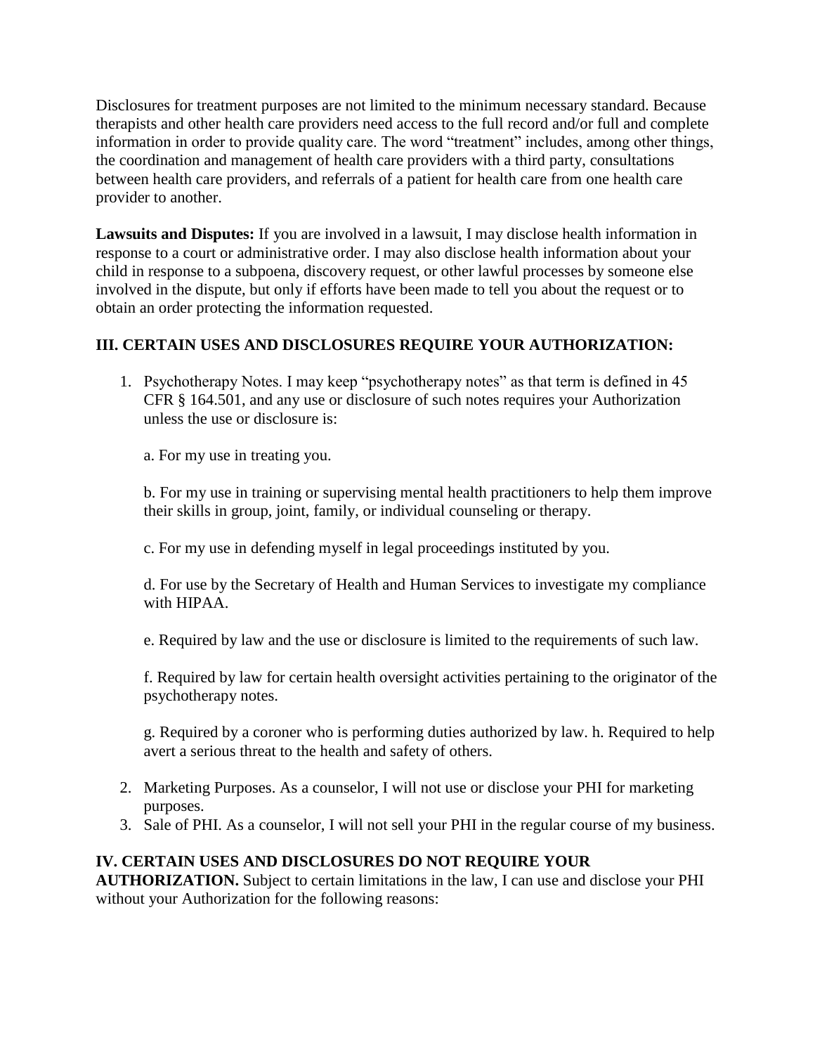Disclosures for treatment purposes are not limited to the minimum necessary standard. Because therapists and other health care providers need access to the full record and/or full and complete information in order to provide quality care. The word "treatment" includes, among other things, the coordination and management of health care providers with a third party, consultations between health care providers, and referrals of a patient for health care from one health care provider to another.

**Lawsuits and Disputes:** If you are involved in a lawsuit, I may disclose health information in response to a court or administrative order. I may also disclose health information about your child in response to a subpoena, discovery request, or other lawful processes by someone else involved in the dispute, but only if efforts have been made to tell you about the request or to obtain an order protecting the information requested.

## III. CERTAIN USES AND DISCLOSURES REQUIRE YOUR AUTHORIZATION:

1. Psychotherapy Notes. I may keep "psychotherapy notes" as that term is defined in 45 CFR § 164.501, and any use or disclosure of such notes requires your Authorization unless the use or disclosure is:

   a. For my use in treating you.

   b. For my use in training or supervising mental health practitioners to help them improve their skills in group, joint, family, or individual counseling or therapy.

   c. For my use in defending myself in legal proceedings instituted by you.

   d. For use by the Secretary of Health and Human Services to investigate my compliance with HIPAA.

   e. Required by law and the use or disclosure is limited to the requirements of such law.

   f. Required by law for certain health oversight activities pertaining to the originator of the psychotherapy notes.

   g. Required by a coroner who is performing duties authorized by law. h. Required to help avert a serious threat to the health and safety of others.

2. Marketing Purposes. As a counselor, I will not use or disclose your PHI for marketing purposes.
3. Sale of PHI. As a counselor, I will not sell your PHI in the regular course of my business.

**IV. CERTAIN USES AND DISCLOSURES DO NOT REQUIRE YOUR AUTHORIZATION.** Subject to certain limitations in the law, I can use and disclose your PHI without your Authorization for the following reasons: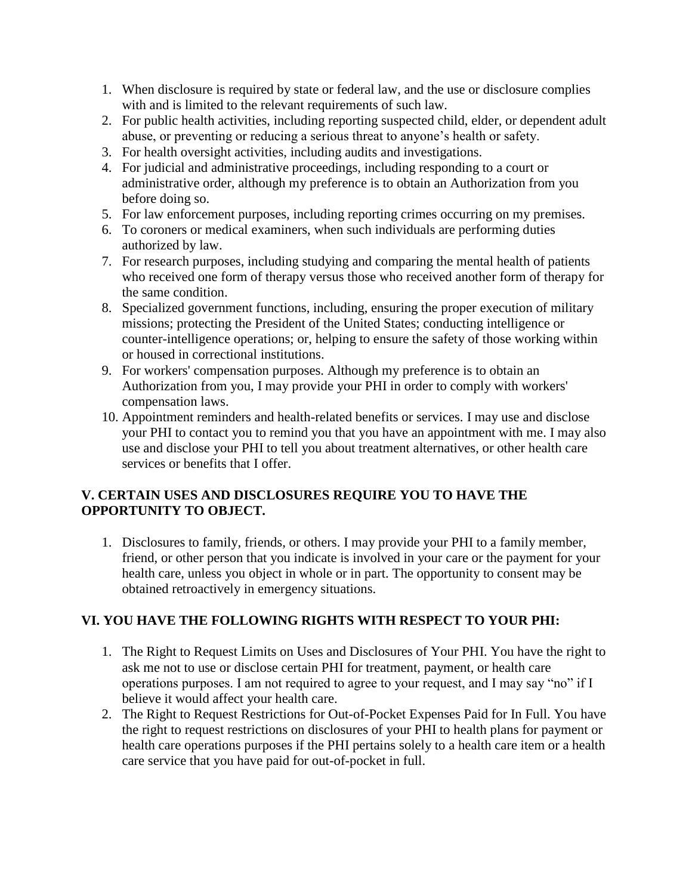1. When disclosure is required by state or federal law, and the use or disclosure complies with and is limited to the relevant requirements of such law.
2. For public health activities, including reporting suspected child, elder, or dependent adult abuse, or preventing or reducing a serious threat to anyone's health or safety.
3. For health oversight activities, including audits and investigations.
4. For judicial and administrative proceedings, including responding to a court or administrative order, although my preference is to obtain an Authorization from you before doing so.
5. For law enforcement purposes, including reporting crimes occurring on my premises.
6. To coroners or medical examiners, when such individuals are performing duties authorized by law.
7. For research purposes, including studying and comparing the mental health of patients who received one form of therapy versus those who received another form of therapy for the same condition.
8. Specialized government functions, including, ensuring the proper execution of military missions; protecting the President of the United States; conducting intelligence or counter-intelligence operations; or, helping to ensure the safety of those working within or housed in correctional institutions.
9. For workers' compensation purposes. Although my preference is to obtain an Authorization from you, I may provide your PHI in order to comply with workers' compensation laws.
10. Appointment reminders and health-related benefits or services. I may use and disclose your PHI to contact you to remind you that you have an appointment with me. I may also use and disclose your PHI to tell you about treatment alternatives, or other health care services or benefits that I offer.

## V. CERTAIN USES AND DISCLOSURES REQUIRE YOU TO HAVE THE OPPORTUNITY TO OBJECT.

1. Disclosures to family, friends, or others. I may provide your PHI to a family member, friend, or other person that you indicate is involved in your care or the payment for your health care, unless you object in whole or in part. The opportunity to consent may be obtained retroactively in emergency situations.

## VI. YOU HAVE THE FOLLOWING RIGHTS WITH RESPECT TO YOUR PHI:

1. The Right to Request Limits on Uses and Disclosures of Your PHI. You have the right to ask me not to use or disclose certain PHI for treatment, payment, or health care operations purposes. I am not required to agree to your request, and I may say "no" if I believe it would affect your health care.
2. The Right to Request Restrictions for Out-of-Pocket Expenses Paid for In Full. You have the right to request restrictions on disclosures of your PHI to health plans for payment or health care operations purposes if the PHI pertains solely to a health care item or a health care service that you have paid for out-of-pocket in full.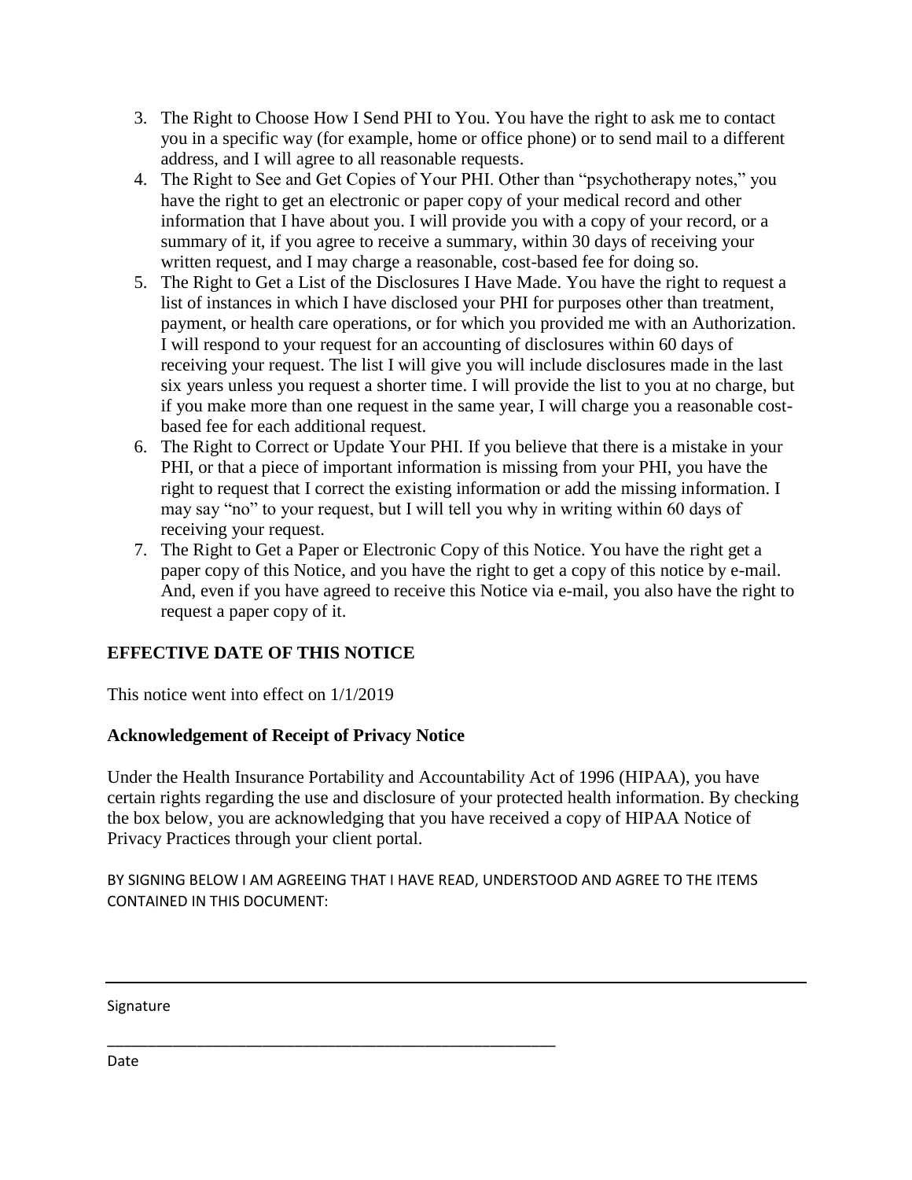3. The Right to Choose How I Send PHI to You. You have the right to ask me to contact you in a specific way (for example, home or office phone) or to send mail to a different address, and I will agree to all reasonable requests.
4. The Right to See and Get Copies of Your PHI. Other than "psychotherapy notes," you have the right to get an electronic or paper copy of your medical record and other information that I have about you. I will provide you with a copy of your record, or a summary of it, if you agree to receive a summary, within 30 days of receiving your written request, and I may charge a reasonable, cost-based fee for doing so.
5. The Right to Get a List of the Disclosures I Have Made. You have the right to request a list of instances in which I have disclosed your PHI for purposes other than treatment, payment, or health care operations, or for which you provided me with an Authorization. I will respond to your request for an accounting of disclosures within 60 days of receiving your request. The list I will give you will include disclosures made in the last six years unless you request a shorter time. I will provide the list to you at no charge, but if you make more than one request in the same year, I will charge you a reasonable cost-based fee for each additional request.
6. The Right to Correct or Update Your PHI. If you believe that there is a mistake in your PHI, or that a piece of important information is missing from your PHI, you have the right to request that I correct the existing information or add the missing information. I may say "no" to your request, but I will tell you why in writing within 60 days of receiving your request.
7. The Right to Get a Paper or Electronic Copy of this Notice. You have the right get a paper copy of this Notice, and you have the right to get a copy of this notice by e-mail. And, even if you have agreed to receive this Notice via e-mail, you also have the right to request a paper copy of it.

## EFFECTIVE DATE OF THIS NOTICE

This notice went into effect on 1/1/2019

### Acknowledgement of Receipt of Privacy Notice

Under the Health Insurance Portability and Accountability Act of 1996 (HIPAA), you have certain rights regarding the use and disclosure of your protected health information. By checking the box below, you are acknowledging that you have received a copy of HIPAA Notice of Privacy Practices through your client portal.

BY SIGNING BELOW I AM AGREEING THAT I HAVE READ, UNDERSTOOD AND AGREE TO THE ITEMS CONTAINED IN THIS DOCUMENT:

___________________________________________________________

Signature

___________________________________________________________

Date